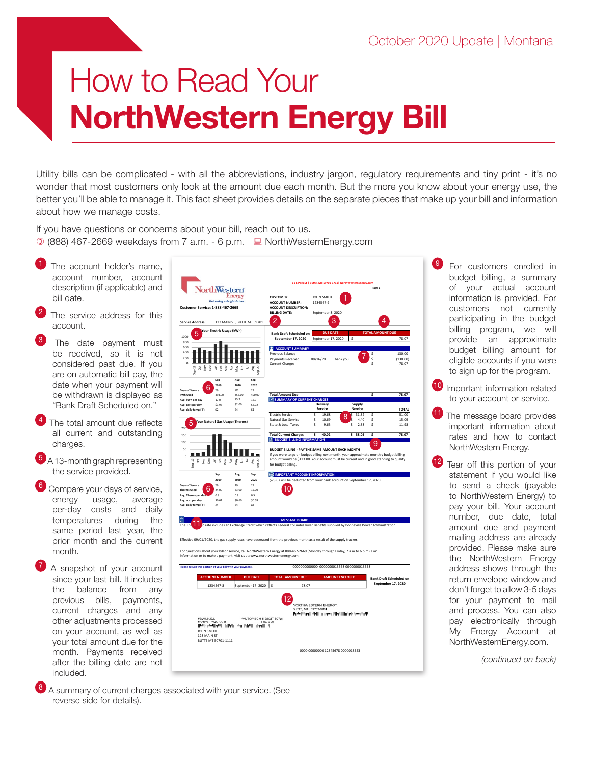October 2020 Update | Montana

# How to Read Your **NorthWestern Energy Bill**

Utility bills can be complicated - with all the abbreviations, industry jargon, regulatory requirements and tiny print - it's no wonder that most customers only look at the amount due each month. But the more you know about your energy use, the better you'll be able to manage it. This fact sheet provides details on the separate pieces that make up your bill and information about how we manage costs.

If you have questions or concerns about your bill, reach out to us.
(888) 467-2669 weekdays from 7 a.m. - 6 p.m. NorthWesternEnergy.com

1. The account holder's name, account number, account description (if applicable) and bill date.
2. The service address for this account.
3. The date payment must be received, so it is not considered past due. If you are on automatic bill pay, the date when your payment will be withdrawn is displayed as "Bank Draft Scheduled on."
4. The total amount due reflects all current and outstanding charges.
5. A 13-month graph representing the service provided.
6. Compare your days of service, energy usage, average per-day costs and daily temperatures during the same period last year, the prior month and the current month.
7. A snapshot of your account since your last bill. It includes the balance from any previous bills, payments, current charges and any other adjustments processed on your account, as well as your total amount due for the month. Payments received after the billing date are not included.
8. A summary of current charges associated with your service. (See reverse side for details).
9. For customers enrolled in budget billing, a summary of your actual account information is provided. For customers not currently participating in the budget billing program, we will provide an approximate budget billing amount for eligible accounts if you were to sign up for the program.
10. Important information related to your account or service.
11. The message board provides important information about rates and how to contact NorthWestern Energy.
12. Tear off this portion of your statement if you would like to send a check (payable to NorthWestern Energy) to pay your bill. Your account number, due date, total amount due and payment mailing address are already provided. Please make sure the NorthWestern Energy address shows through the return envelope window and don't forget to allow 3-5 days for your payment to mail and process. You can also pay electronically through My Energy Account at NorthWesternEnergy.com.

*(continued on back)*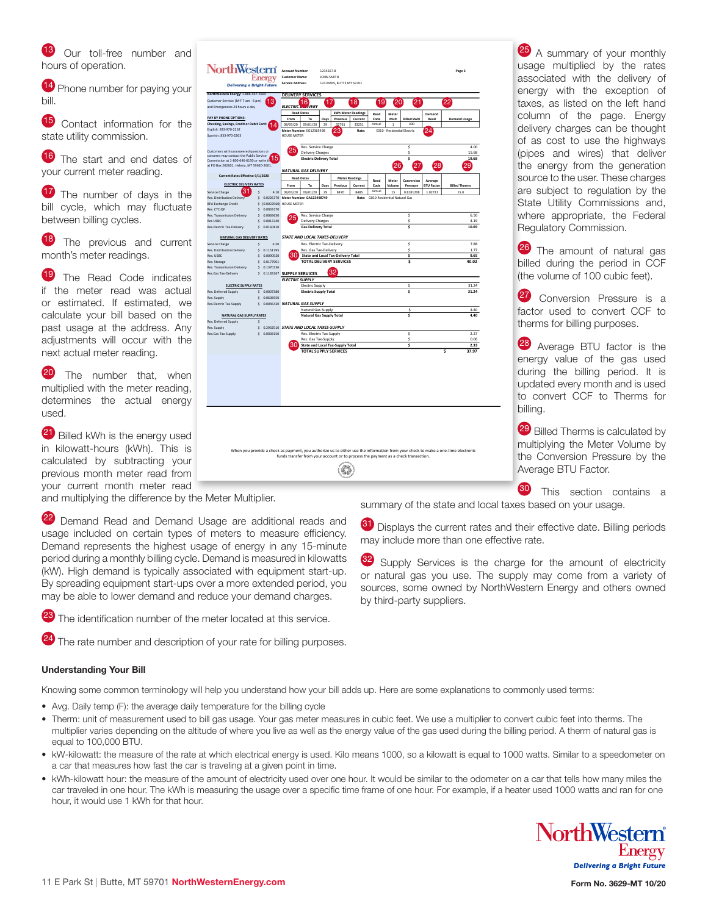13 Our toll-free number and hours of operation.

14 Phone number for paying your bill.

15 Contact information for the state utility commission.

16 The start and end dates of your current meter reading.

17 The number of days in the bill cycle, which may fluctuate between billing cycles.

18 The previous and current month's meter readings.

19 The Read Code indicates if the meter read was actual or estimated. If estimated, we calculate your bill based on the past usage at the address. Any adjustments will occur with the next actual meter reading.

20 The number that, when multiplied with the meter reading, determines the actual energy used.

21 Billed kWh is the energy used in kilowatt-hours (kWh). This is calculated by subtracting your previous month meter read from your current month meter read and multiplying the difference by the Meter Multiplier.

22 Demand Read and Demand Usage are additional reads and usage included on certain types of meters to measure efficiency. Demand represents the highest usage of energy in any 15-minute period during a monthly billing cycle. Demand is measured in kilowatts (kW). High demand is typically associated with equipment start-up. By spreading equipment start-ups over a more extended period, you may be able to lower demand and reduce your demand charges.

23 The identification number of the meter located at this service.

24 The rate number and description of your rate for billing purposes.

25 A summary of your monthly usage multiplied by the rates associated with the delivery of energy with the exception of taxes, as listed on the left hand column of the page. Energy delivery charges can be thought of as cost to use the highways (pipes and wires) that deliver the energy from the generation source to the user. These charges are subject to regulation by the State Utility Commissions and, where appropriate, the Federal Regulatory Commission.

26 The amount of natural gas billed during the period in CCF (the volume of 100 cubic feet).

27 Conversion Pressure is a factor used to convert CCF to therms for billing purposes.

28 Average BTU factor is the energy value of the gas used during the billing period. It is updated every month and is used to convert CCF to Therms for billing.

29 Billed Therms is calculated by multiplying the Meter Volume by the Conversion Pressure by the Average BTU Factor.

30 This section contains a summary of the state and local taxes based on your usage.

31 Displays the current rates and their effective date. Billing periods may include more than one effective rate.

32 Supply Services is the charge for the amount of electricity or natural gas you use. The supply may come from a variety of sources, some owned by NorthWestern Energy and others owned by third-party suppliers.

### Understanding Your Bill

Knowing some common terminology will help you understand how your bill adds up. Here are some explanations to commonly used terms:

- Avg. Daily temp (F): the average daily temperature for the billing cycle
- Therm: unit of measurement used to bill gas usage. Your gas meter measures in cubic feet. We use a multiplier to convert cubic feet into therms. The multiplier varies depending on the altitude of where you live as well as the energy value of the gas used during the billing period. A therm of natural gas is equal to 100,000 BTU.
- kW-kilowatt: the measure of the rate at which electrical energy is used. Kilo means 1000, so a kilowatt is equal to 1000 watts. Similar to a speedometer on a car that measures how fast the car is traveling at a given point in time.
- kWh-kilowatt hour: the measure of the amount of electricity used over one hour. It would be similar to the odometer on a car that tells how many miles the car traveled in one hour. The kWh is measuring the usage over a specific time frame of one hour. For example, if a heater used 1000 watts and ran for one hour, it would use 1 kWh for that hour.

NorthWestern Energy
Delivering a Bright Future

11 E Park St | Butte, MT 59701 NorthWesternEnergy.com

Form No. 3629-MT 10/20